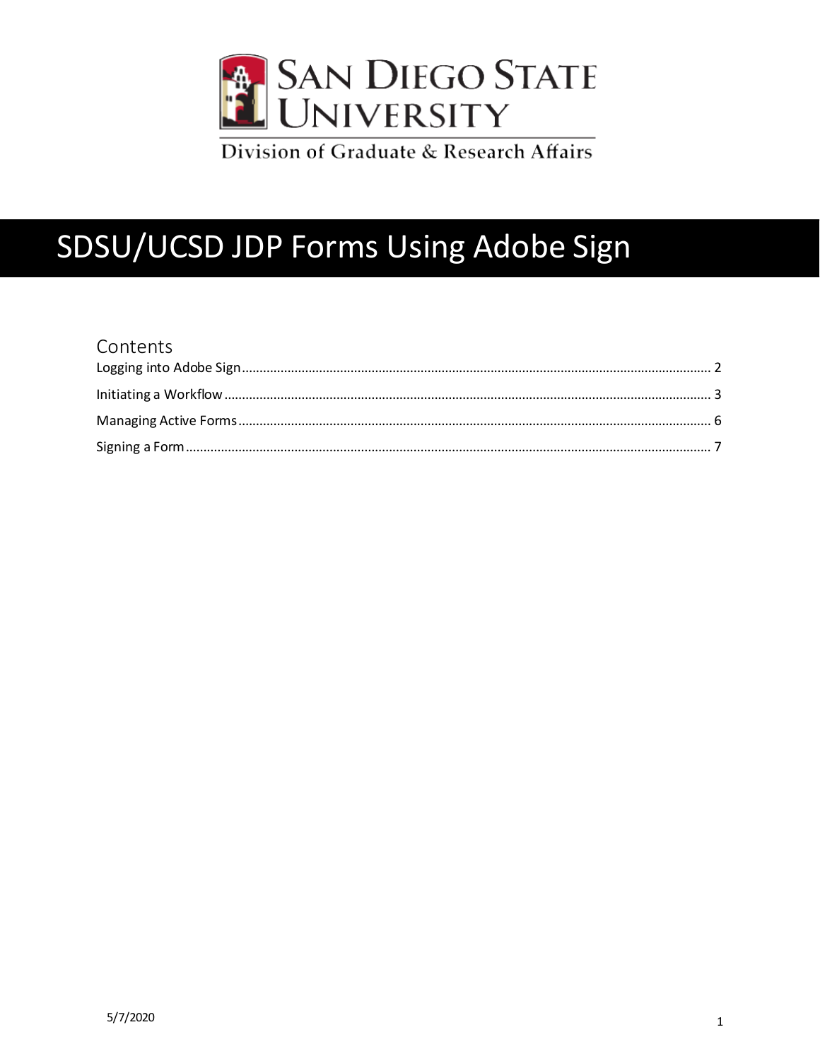SAN DIEGO STATE UNIVERSITY

Division of Graduate & Research Affairs

# SDSU/UCSD JDP Forms Using Adobe Sign

## Contents

- Logging into Adobe Sign ........ 2
- Initiating a Workflow ........ 3
- Managing Active Forms ........ 6
- Signing a Form ........ 7

5/7/2020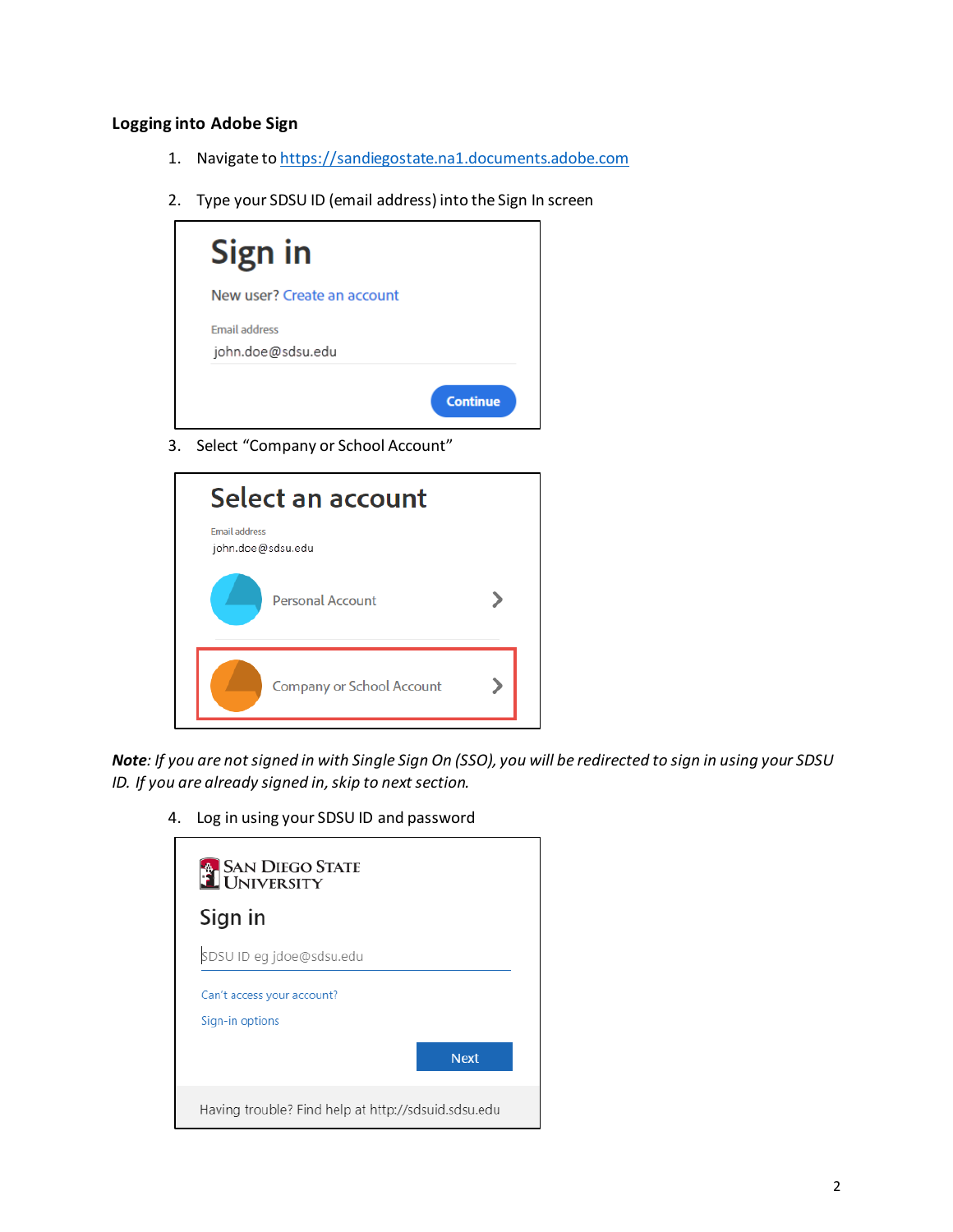## Logging into Adobe Sign

1. Navigate to https://sandiegostate.na1.documents.adobe.com
2. Type your SDSU ID (email address) into the Sign In screen
3. Select "Company or School Account"

***Note**: If you are not signed in with Single Sign On (SSO), you will be redirected to sign in using your SDSU ID. If you are already signed in, skip to next section.*

4. Log in using your SDSU ID and password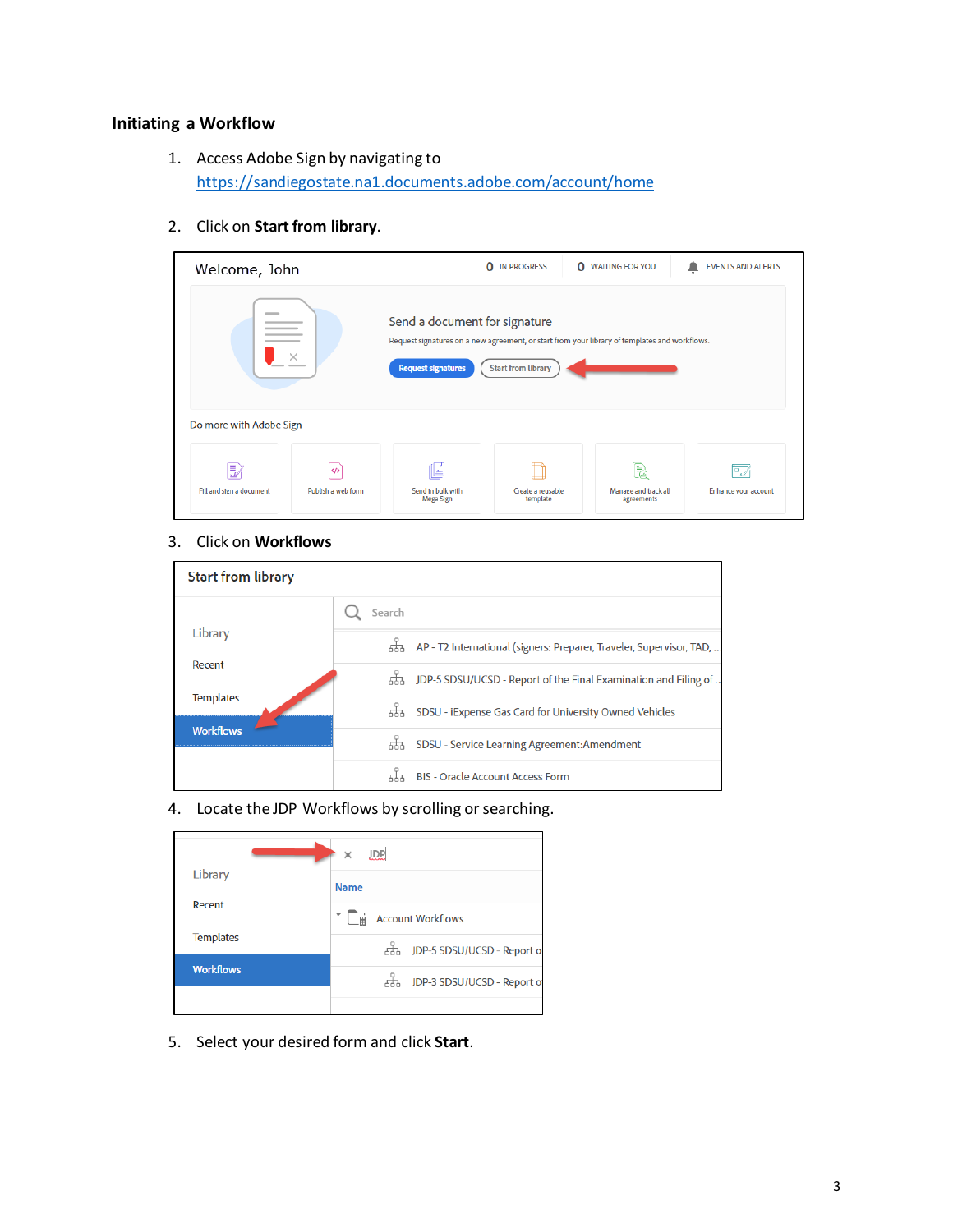### Initiating a Workflow

1. Access Adobe Sign by navigating to https://sandiegostate.na1.documents.adobe.com/account/home

2. Click on **Start from library**.

3. Click on **Workflows**

4. Locate the JDP Workflows by scrolling or searching.

5. Select your desired form and click **Start**.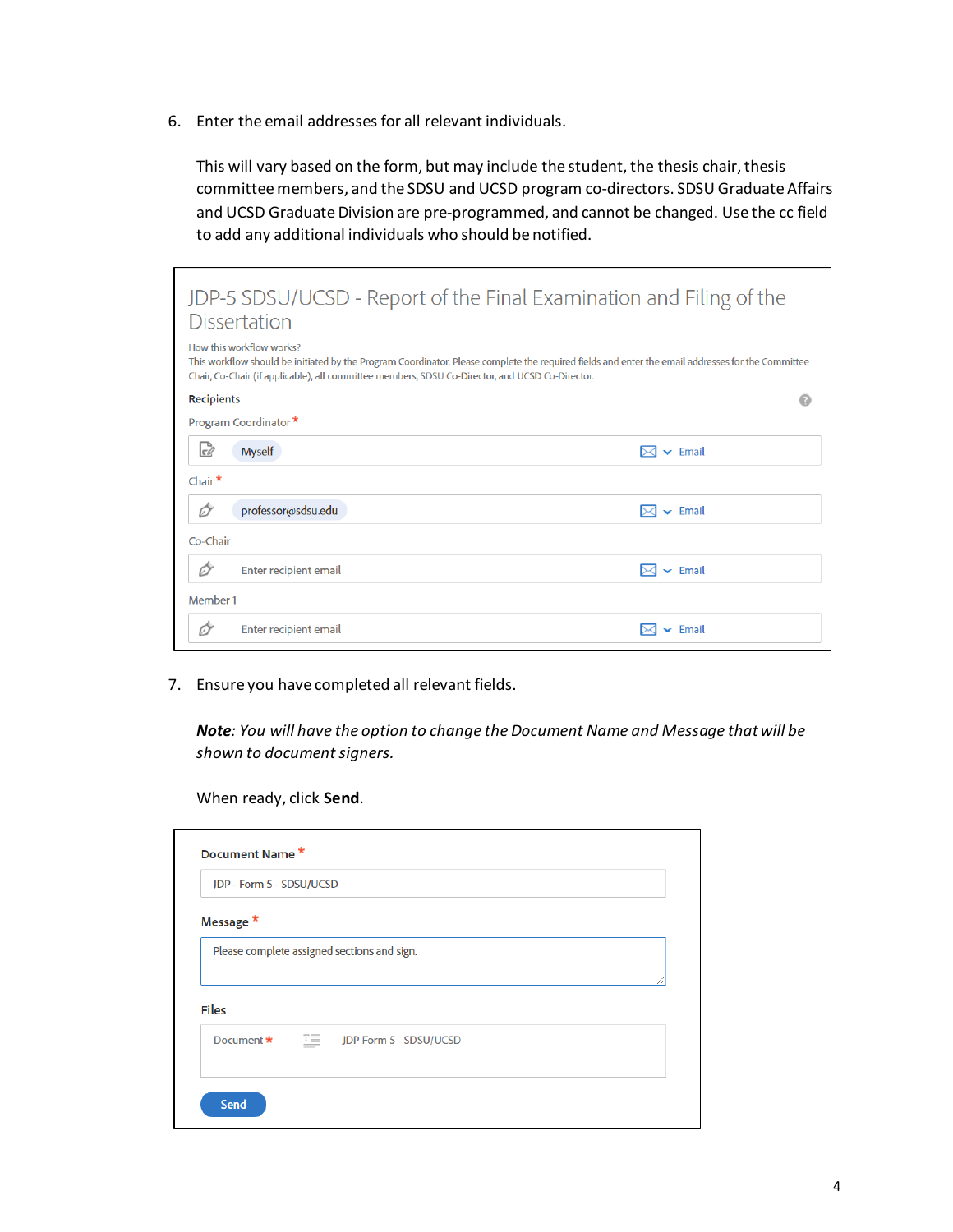6. Enter the email addresses for all relevant individuals.

   This will vary based on the form, but may include the student, the thesis chair, thesis committee members, and the SDSU and UCSD program co-directors. SDSU Graduate Affairs and UCSD Graduate Division are pre-programmed, and cannot be changed. Use the cc field to add any additional individuals who should be notified.

   JDP-5 SDSU/UCSD - Report of the Final Examination and Filing of the Dissertation

   How this workflow works?

   This workflow should be initiated by the Program Coordinator. Please complete the required fields and enter the email addresses for the Committee Chair, Co-Chair (if applicable), all committee members, SDSU Co-Director, and UCSD Co-Director.

   Recipients

   Program Coordinator * — Myself — Email

   Chair * — professor@sdsu.edu — Email

   Co-Chair — Enter recipient email — Email

   Member 1 — Enter recipient email — Email

7. Ensure you have completed all relevant fields.

   ***Note**: You will have the option to change the Document Name and Message that will be shown to document signers.*

   When ready, click **Send**.

   Document Name * — JDP - Form 5 - SDSU/UCSD

   Message * — Please complete assigned sections and sign.

   Files

   Document * — JDP Form 5 - SDSU/UCSD

   Send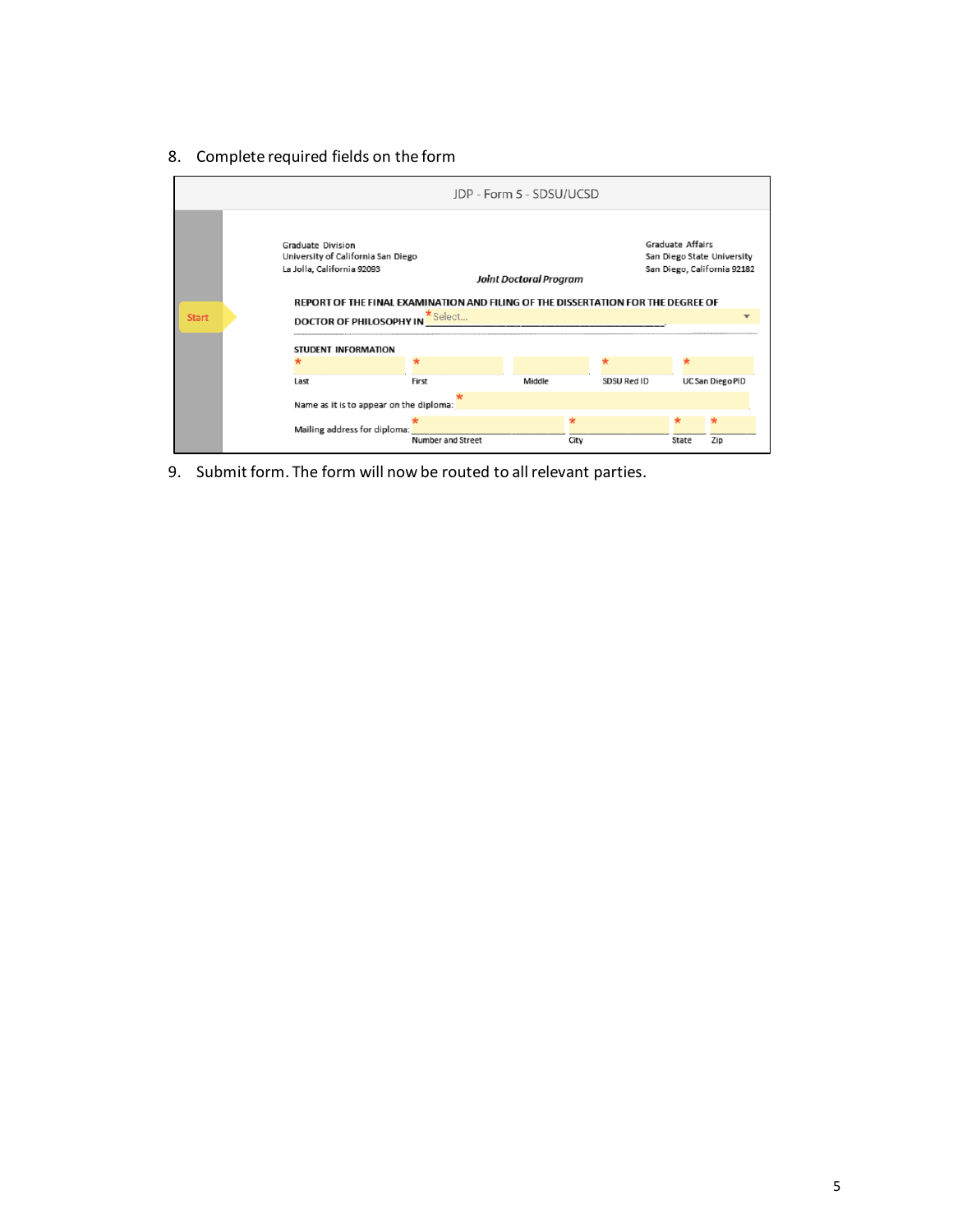8. Complete required fields on the form

JDP - Form 5 - SDSU/UCSD

Graduate Division
University of California San Diego
La Jolla, California 92093

Graduate Affairs
San Diego State University
San Diego, California 92182

*Joint Doctoral Program*

Start

**REPORT OF THE FINAL EXAMINATION AND FILING OF THE DISSERTATION FOR THE DEGREE OF DOCTOR OF PHILOSOPHY IN** * Select...

**STUDENT INFORMATION**

| * | * | | * | * |
|---|---|---|---|---|
| Last | First | Middle | SDSU Red ID | UC San Diego PID |

Name as it is to appear on the diploma: *

Mailing address for diploma:

| * | * | * | * |
|---|---|---|---|
| Number and Street | City | State | Zip |

9. Submit form. The form will now be routed to all relevant parties.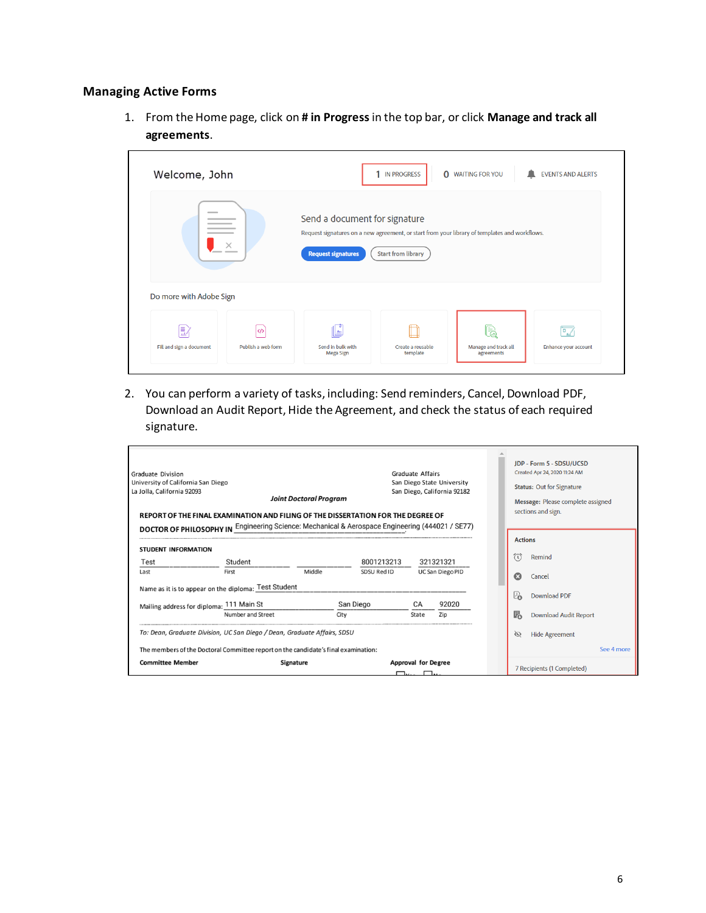## Managing Active Forms

1. From the Home page, click on **# in Progress** in the top bar, or click **Manage and track all agreements**.

2. You can perform a variety of tasks, including: Send reminders, Cancel, Download PDF, Download an Audit Report, Hide the Agreement, and check the status of each required signature.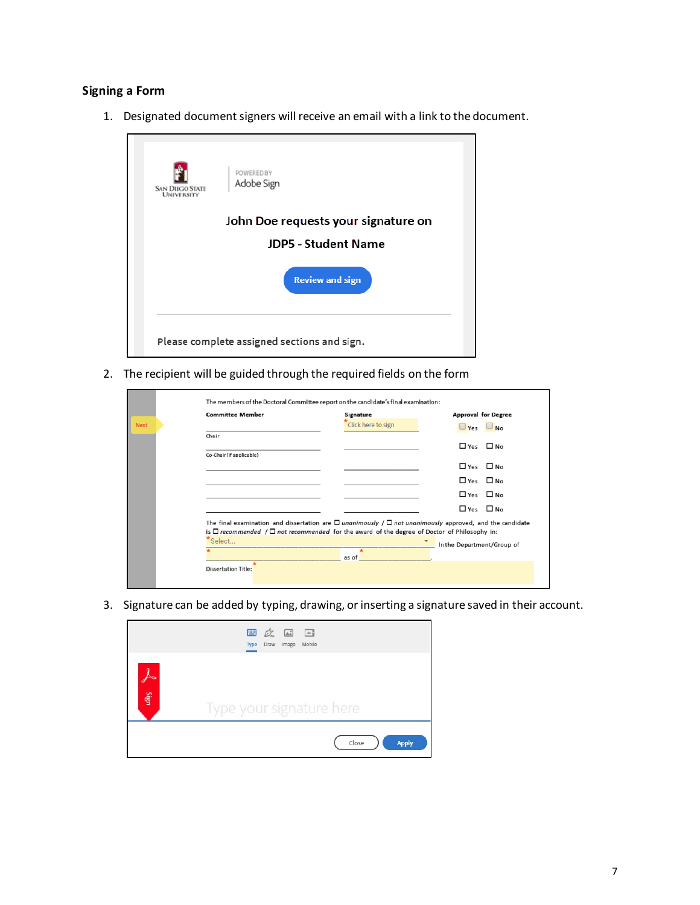## Signing a Form

1. Designated document signers will receive an email with a link to the document.

2. The recipient will be guided through the required fields on the form

3. Signature can be added by typing, drawing, or inserting a signature saved in their account.